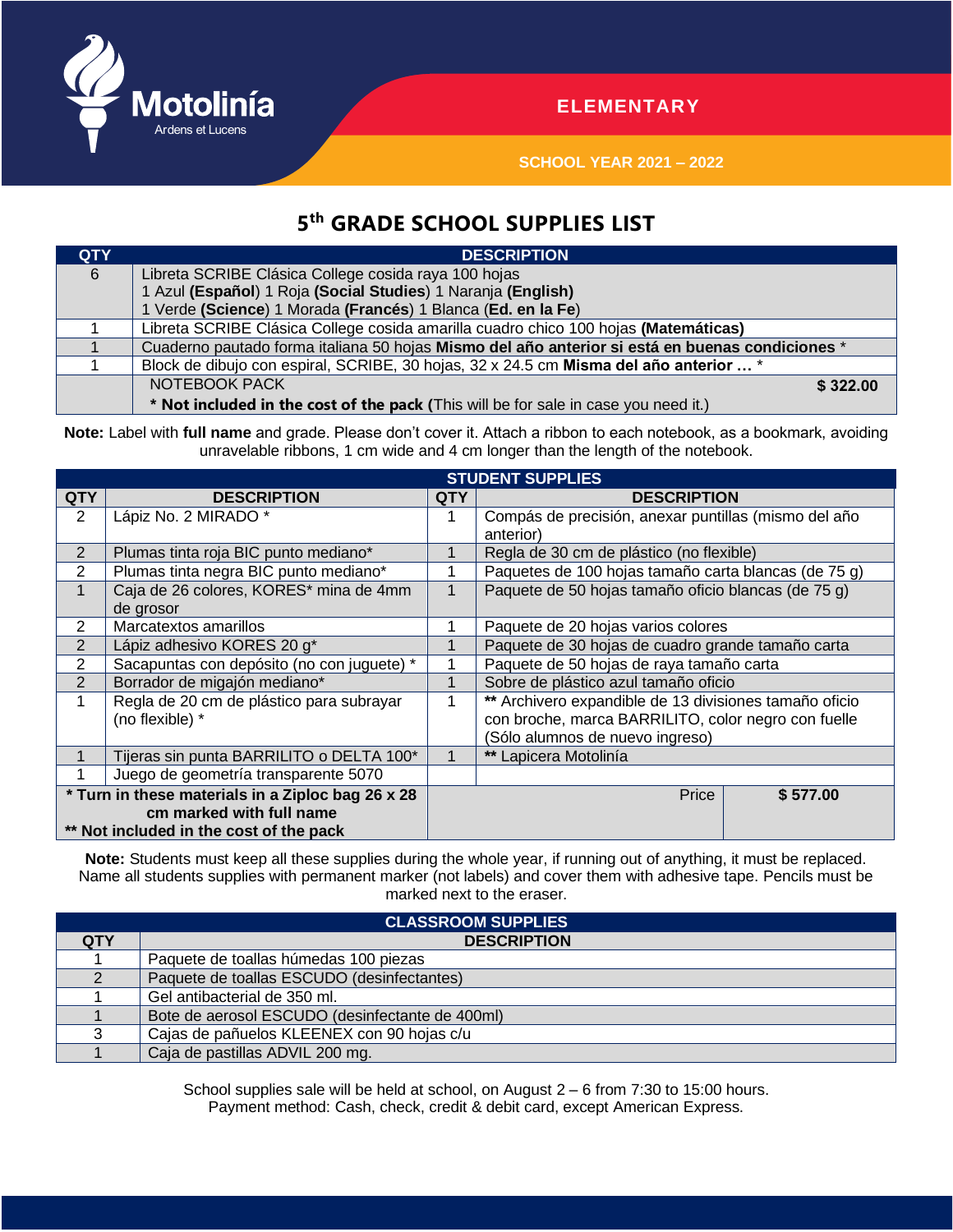Motolinía
Ardens et Lucens

ELEMENTARY

SCHOOL YEAR 2021 – 2022

# 5th GRADE SCHOOL SUPPLIES LIST

| QTY | DESCRIPTION |
|---|---|
| 6 | Libreta SCRIBE Clásica College cosida raya 100 hojas<br>1 Azul **(Español)** 1 Roja **(Social Studies)** 1 Naranja **(English)**<br>1 Verde **(Science)** 1 Morada **(Francés)** 1 Blanca (**Ed. en la Fe**) |
| 1 | Libreta SCRIBE Clásica College cosida amarilla cuadro chico 100 hojas **(Matemáticas)** |
| 1 | Cuaderno pautado forma italiana 50 hojas **Mismo del año anterior si está en buenas condiciones** * |
| 1 | Block de dibujo con espiral, SCRIBE, 30 hojas, 32 x 24.5 cm **Misma del año anterior …** * |
| | NOTEBOOK PACK **$ 322.00**<br>**\* Not included in the cost of the pack (**This will be for sale in case you need it.) |

**Note:** Label with **full name** and grade. Please don't cover it. Attach a ribbon to each notebook, as a bookmark, avoiding unravelable ribbons, 1 cm wide and 4 cm longer than the length of the notebook.

| STUDENT SUPPLIES | | | |
|---|---|---|---|
| **QTY** | **DESCRIPTION** | **QTY** | **DESCRIPTION** |
| 2 | Lápiz No. 2 MIRADO * | 1 | Compás de precisión, anexar puntillas (mismo del año anterior) |
| 2 | Plumas tinta roja BIC punto mediano* | 1 | Regla de 30 cm de plástico (no flexible) |
| 2 | Plumas tinta negra BIC punto mediano* | 1 | Paquetes de 100 hojas tamaño carta blancas (de 75 g) |
| 1 | Caja de 26 colores, KORES* mina de 4mm de grosor | 1 | Paquete de 50 hojas tamaño oficio blancas (de 75 g) |
| 2 | Marcatextos amarillos | 1 | Paquete de 20 hojas varios colores |
| 2 | Lápiz adhesivo KORES 20 g* | 1 | Paquete de 30 hojas de cuadro grande tamaño carta |
| 2 | Sacapuntas con depósito (no con juguete) * | 1 | Paquete de 50 hojas de raya tamaño carta |
| 2 | Borrador de migajón mediano* | 1 | Sobre de plástico azul tamaño oficio |
| 1 | Regla de 20 cm de plástico para subrayar (no flexible) * | 1 | ** Archivero expandible de 13 divisiones tamaño oficio con broche, marca BARRILITO, color negro con fuelle (Sólo alumnos de nuevo ingreso) |
| 1 | Tijeras sin punta BARRILITO o DELTA 100* | 1 | ** Lapicera Motolinía |
| 1 | Juego de geometría transparente 5070 | | |
| **\* Turn in these materials in a Ziploc bag 26 x 28 cm marked with full name**<br>**\*\* Not included in the cost of the pack** | | Price | **$ 577.00** |

**Note:** Students must keep all these supplies during the whole year, if running out of anything, it must be replaced. Name all students supplies with permanent marker (not labels) and cover them with adhesive tape. Pencils must be marked next to the eraser.

| CLASSROOM SUPPLIES | |
|---|---|
| **QTY** | **DESCRIPTION** |
| 1 | Paquete de toallas húmedas 100 piezas |
| 2 | Paquete de toallas ESCUDO (desinfectantes) |
| 1 | Gel antibacterial de 350 ml. |
| 1 | Bote de aerosol ESCUDO (desinfectante de 400ml) |
| 3 | Cajas de pañuelos KLEENEX con 90 hojas c/u |
| 1 | Caja de pastillas ADVIL 200 mg. |

School supplies sale will be held at school, on August 2 – 6 from 7:30 to 15:00 hours.
Payment method: Cash, check, credit & debit card, except American Express.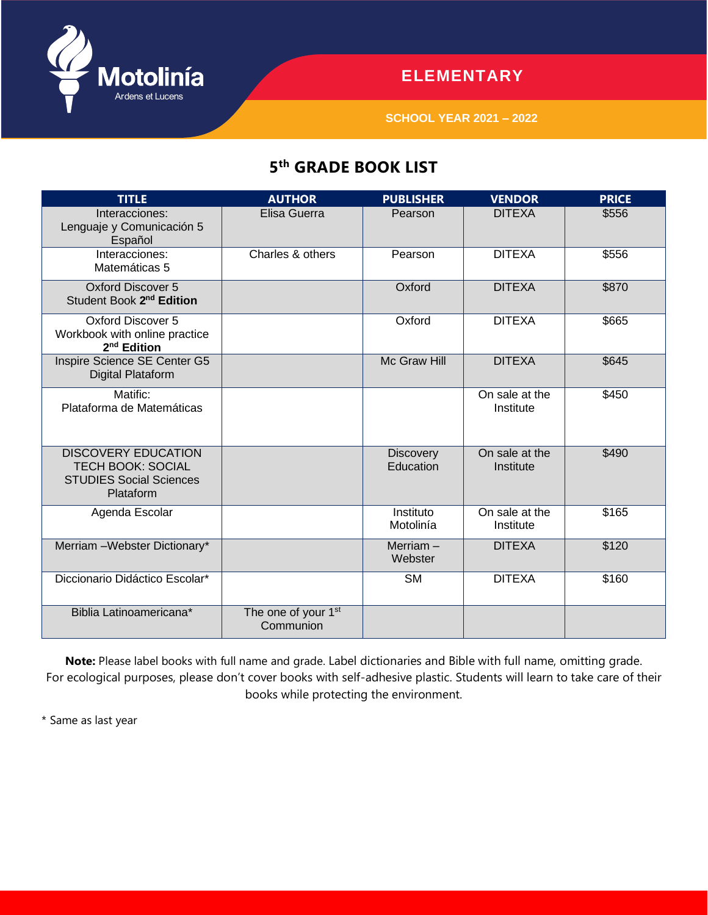Motolinía
Ardens et Lucens

ELEMENTARY

SCHOOL YEAR 2021 – 2022

## 5th GRADE BOOK LIST

| TITLE | AUTHOR | PUBLISHER | VENDOR | PRICE |
|---|---|---|---|---|
| Interacciones: Lenguaje y Comunicación 5 Español | Elisa Guerra | Pearson | DITEXA | $556 |
| Interacciones: Matemáticas 5 | Charles & others | Pearson | DITEXA | $556 |
| Oxford Discover 5 Student Book **2nd Edition** | | Oxford | DITEXA | $870 |
| Oxford Discover 5 Workbook with online practice **2nd Edition** | | Oxford | DITEXA | $665 |
| Inspire Science SE Center G5 Digital Plataform | | Mc Graw Hill | DITEXA | $645 |
| Matific: Plataforma de Matemáticas | | | On sale at the Institute | $450 |
| DISCOVERY EDUCATION TECH BOOK: SOCIAL STUDIES Social Sciences Plataform | | Discovery Education | On sale at the Institute | $490 |
| Agenda Escolar | | Instituto Motolinía | On sale at the Institute | $165 |
| Merriam –Webster Dictionary* | | Merriam – Webster | DITEXA | $120 |
| Diccionario Didáctico Escolar* | | SM | DITEXA | $160 |
| Biblia Latinoamericana* | The one of your 1st Communion | | | |

**Note:** Please label books with full name and grade. Label dictionaries and Bible with full name, omitting grade. For ecological purposes, please don't cover books with self-adhesive plastic. Students will learn to take care of their books while protecting the environment.

\* Same as last year